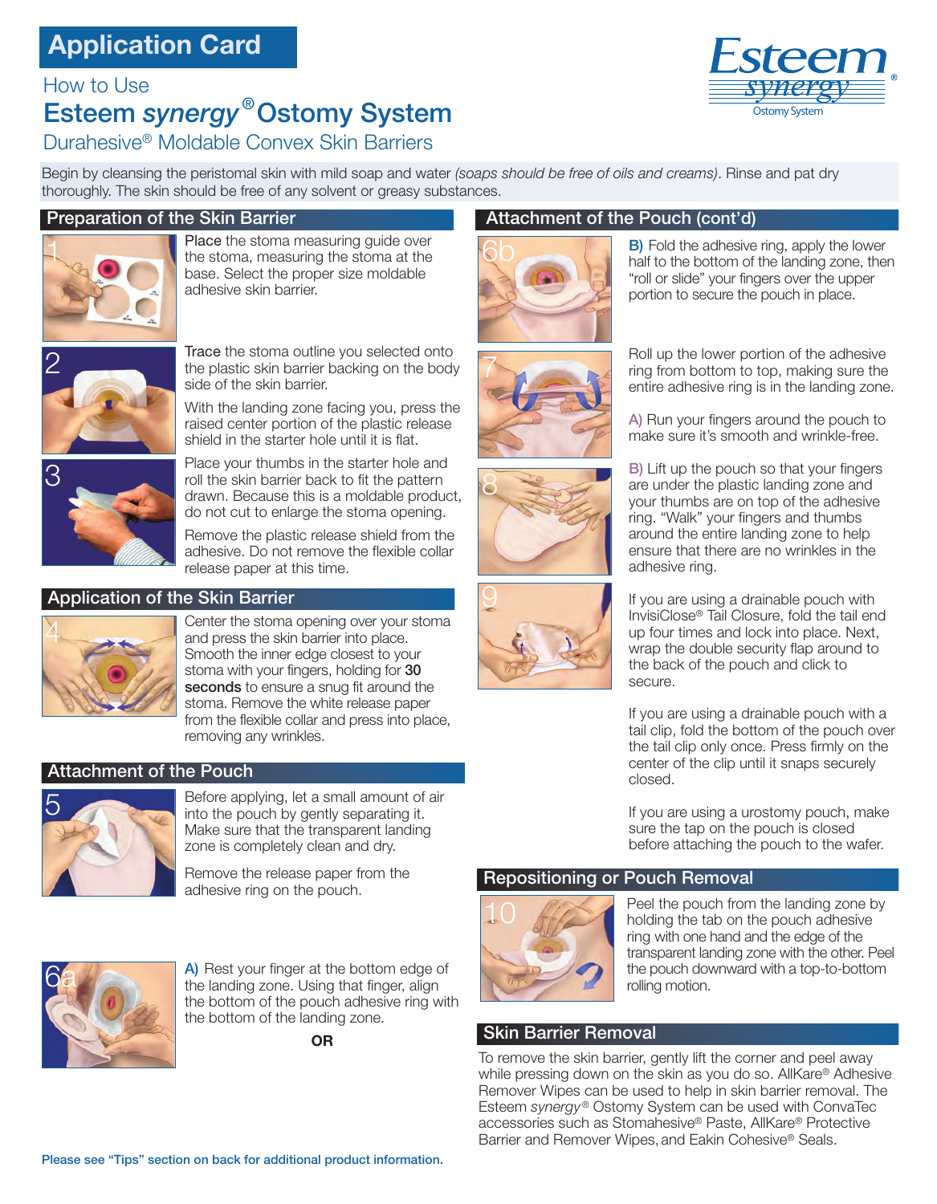# Application Card

## How to Use

# Esteem *synergy*® Ostomy System

## Durahesive® Moldable Convex Skin Barriers

Esteem *synergy*® Ostomy System

Begin by cleansing the peristomal skin with mild soap and water *(soaps should be free of oils and creams)*. Rinse and pat dry thoroughly. The skin should be free of any solvent or greasy substances.

## Preparation of the Skin Barrier

1 **Place** the stoma measuring guide over the stoma, measuring the stoma at the base. Select the proper size moldable adhesive skin barrier.

2 **Trace** the stoma outline you selected onto the plastic skin barrier backing on the body side of the skin barrier.

With the landing zone facing you, press the raised center portion of the plastic release shield in the starter hole until it is flat.

3 Place your thumbs in the starter hole and roll the skin barrier back to fit the pattern drawn. Because this is a moldable product, do not cut to enlarge the stoma opening.

Remove the plastic release shield from the adhesive. Do not remove the flexible collar release paper at this time.

## Application of the Skin Barrier

4 Center the stoma opening over your stoma and press the skin barrier into place. Smooth the inner edge closest to your stoma with your fingers, holding for **30 seconds** to ensure a snug fit around the stoma. Remove the white release paper from the flexible collar and press into place, removing any wrinkles.

## Attachment of the Pouch

5 Before applying, let a small amount of air into the pouch by gently separating it. Make sure that the transparent landing zone is completely clean and dry.

Remove the release paper from the adhesive ring on the pouch.

6a **A)** Rest your finger at the bottom edge of the landing zone. Using that finger, align the bottom of the pouch adhesive ring with the bottom of the landing zone.

**OR**

## Attachment of the Pouch (cont'd)

6b **B)** Fold the adhesive ring, apply the lower half to the bottom of the landing zone, then "roll or slide" your fingers over the upper portion to secure the pouch in place.

7 Roll up the lower portion of the adhesive ring from bottom to top, making sure the entire adhesive ring is in the landing zone.

8 **A)** Run your fingers around the pouch to make sure it's smooth and wrinkle-free.

**B)** Lift up the pouch so that your fingers are under the plastic landing zone and your thumbs are on top of the adhesive ring. "Walk" your fingers and thumbs around the entire landing zone to help ensure that there are no wrinkles in the adhesive ring.

9 If you are using a drainable pouch with InvisiClose® Tail Closure, fold the tail end up four times and lock into place. Next, wrap the double security flap around to the back of the pouch and click to secure.

If you are using a drainable pouch with a tail clip, fold the bottom of the pouch over the tail clip only once. Press firmly on the center of the clip until it snaps securely closed.

If you are using a urostomy pouch, make sure the tap on the pouch is closed before attaching the pouch to the wafer.

## Repositioning or Pouch Removal

10 Peel the pouch from the landing zone by holding the tab on the pouch adhesive ring with one hand and the edge of the transparent landing zone with the other. Peel the pouch downward with a top-to-bottom rolling motion.

## Skin Barrier Removal

To remove the skin barrier, gently lift the corner and peel away while pressing down on the skin as you do so. AllKare® Adhesive Remover Wipes can be used to help in skin barrier removal. The Esteem *synergy*® Ostomy System can be used with ConvaTec accessories such as Stomahesive® Paste, AllKare® Protective Barrier and Remover Wipes, and Eakin Cohesive® Seals.

**Please see "Tips" section on back for additional product information.**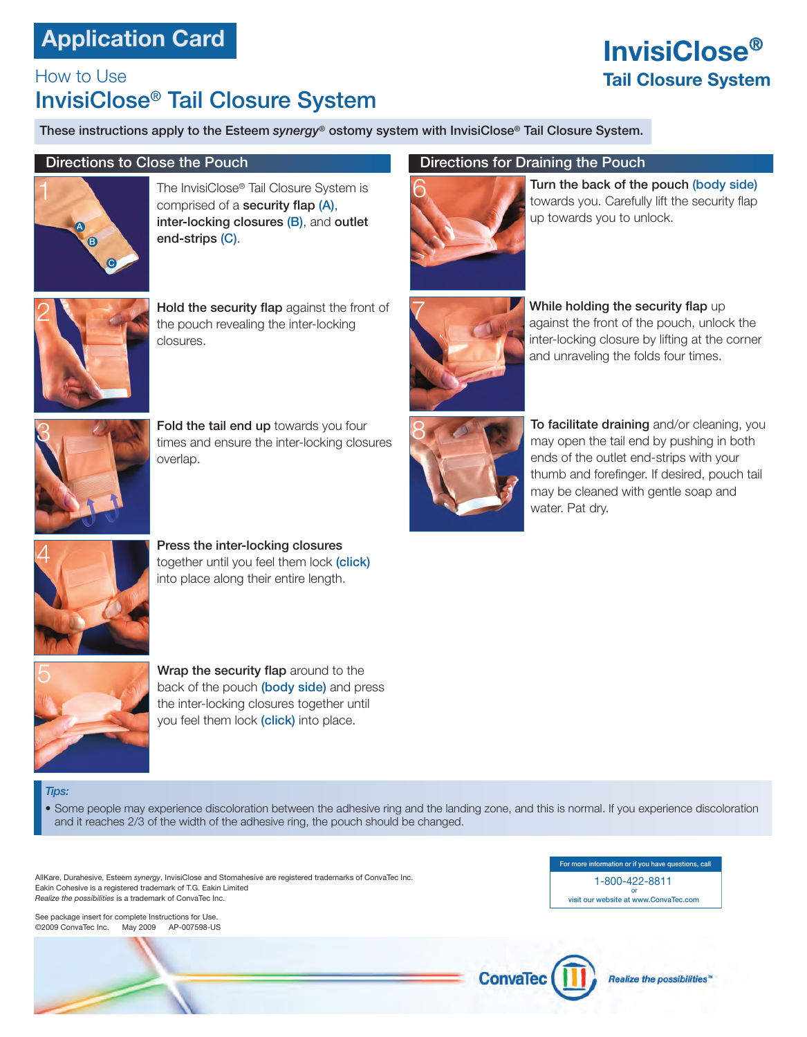# Application Card

**InvisiClose®**
**Tail Closure System**

## How to Use
## InvisiClose® Tail Closure System

These instructions apply to the Esteem *synergy*® ostomy system with InvisiClose® Tail Closure System.

### Directions to Close the Pouch

1. The InvisiClose® Tail Closure System is comprised of a **security flap** (A), **inter-locking closures** (B), and **outlet end-strips** (C).

2. **Hold the security flap** against the front of the pouch revealing the inter-locking closures.

3. **Fold the tail end up** towards you four times and ensure the inter-locking closures overlap.

4. **Press the inter-locking closures** together until you feel them lock **(click)** into place along their entire length.

5. **Wrap the security flap** around to the back of the pouch **(body side)** and press the inter-locking closures together until you feel them lock **(click)** into place.

### Directions for Draining the Pouch

6. **Turn the back of the pouch** (body side) towards you. Carefully lift the security flap up towards you to unlock.

7. **While holding the security flap** up against the front of the pouch, unlock the inter-locking closure by lifting at the corner and unraveling the folds four times.

8. **To facilitate draining** and/or cleaning, you may open the tail end by pushing in both ends of the outlet end-strips with your thumb and forefinger. If desired, pouch tail may be cleaned with gentle soap and water. Pat dry.

*Tips:*

- Some people may experience discoloration between the adhesive ring and the landing zone, and this is normal. If you experience discoloration and it reaches 2/3 of the width of the adhesive ring, the pouch should be changed.

AllKare, Durahesive, Esteem *synergy*, InvisiClose and Stomahesive are registered trademarks of ConvaTec Inc.
Eakin Cohesive is a registered trademark of T.G. Eakin Limited
*Realize the possibilities* is a trademark of ConvaTec Inc.

See package insert for complete Instructions for Use.
©2009 ConvaTec Inc. May 2009 AP-007598-US

For more information or if you have questions, call
1-800-422-8811
or
visit our website at www.ConvaTec.com

ConvaTec *Realize the possibilities™*